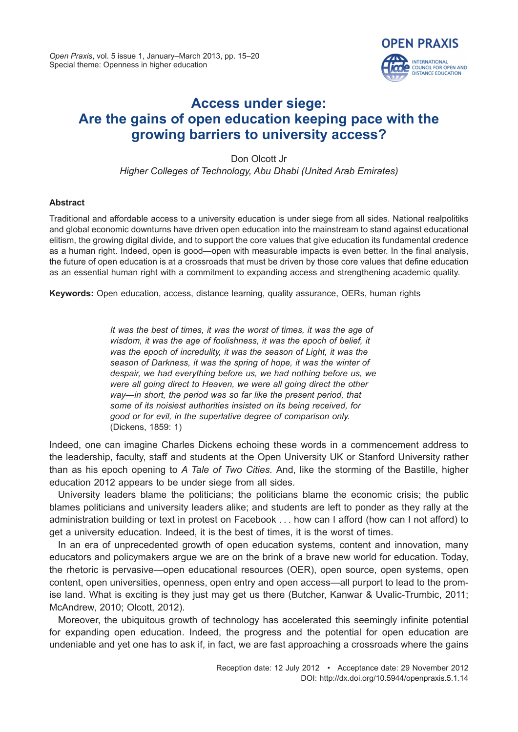# Access under siege: Are the gains of open education keeping pace with the growing barriers to university access?

Don Olcott Jr

*Higher Colleges of Technology, Abu Dhabi (United Arab Emirates)*

**Abstract**

Traditional and affordable access to a university education is under siege from all sides. National realpolitiks and global economic downturns have driven open education into the mainstream to stand against educational elitism, the growing digital divide, and to support the core values that give education its fundamental credence as a human right. Indeed, open is good—open with measurable impacts is even better. In the final analysis, the future of open education is at a crossroads that must be driven by those core values that define education as an essential human right with a commitment to expanding access and strengthening academic quality.

**Keywords:** Open education, access, distance learning, quality assurance, OERs, human rights

> *It was the best of times, it was the worst of times, it was the age of wisdom, it was the age of foolishness, it was the epoch of belief, it was the epoch of incredulity, it was the season of Light, it was the season of Darkness, it was the spring of hope, it was the winter of despair, we had everything before us, we had nothing before us, we were all going direct to Heaven, we were all going direct the other way—in short, the period was so far like the present period, that some of its noisiest authorities insisted on its being received, for good or for evil, in the superlative degree of comparison only.*
> (Dickens, 1859: 1)

Indeed, one can imagine Charles Dickens echoing these words in a commencement address to the leadership, faculty, staff and students at the Open University UK or Stanford University rather than as his epoch opening to *A Tale of Two Cities.* And, like the storming of the Bastille, higher education 2012 appears to be under siege from all sides.

University leaders blame the politicians; the politicians blame the economic crisis; the public blames politicians and university leaders alike; and students are left to ponder as they rally at the administration building or text in protest on Facebook . . . how can I afford (how can I not afford) to get a university education. Indeed, it is the best of times, it is the worst of times.

In an era of unprecedented growth of open education systems, content and innovation, many educators and policymakers argue we are on the brink of a brave new world for education. Today, the rhetoric is pervasive—open educational resources (OER), open source, open systems, open content, open universities, openness, open entry and open access—all purport to lead to the promise land. What is exciting is they just may get us there (Butcher, Kanwar & Uvalic-Trumbic, 2011; McAndrew, 2010; Olcott, 2012).

Moreover, the ubiquitous growth of technology has accelerated this seemingly infinite potential for expanding open education. Indeed, the progress and the potential for open education are undeniable and yet one has to ask if, in fact, we are fast approaching a crossroads where the gains

Reception date: 12 July 2012 • Acceptance date: 29 November 2012
DOI: http://dx.doi.org/10.5944/openpraxis.5.1.14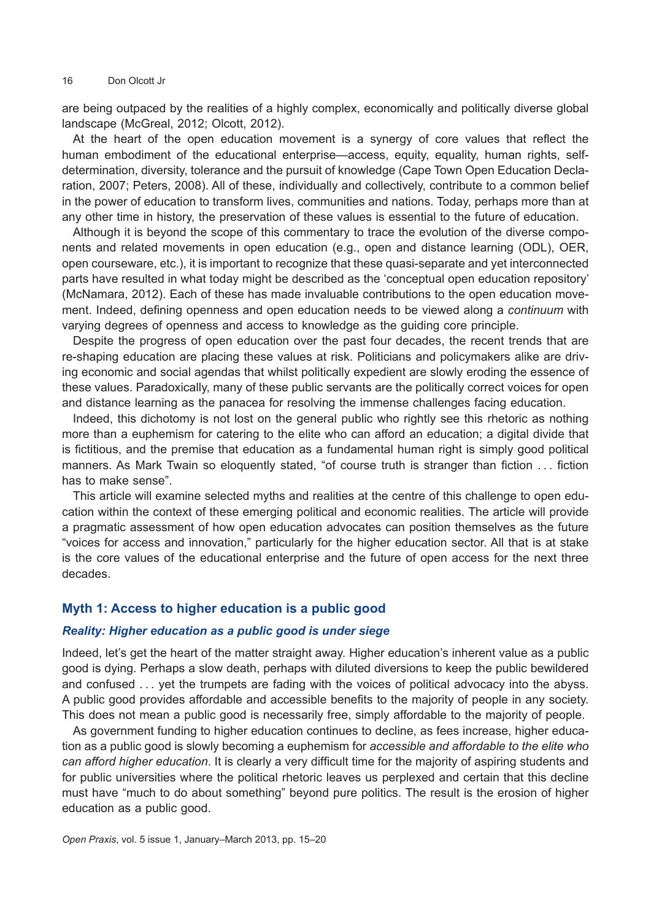are being outpaced by the realities of a highly complex, economically and politically diverse global landscape (McGreal, 2012; Olcott, 2012).

At the heart of the open education movement is a synergy of core values that reflect the human embodiment of the educational enterprise—access, equity, equality, human rights, self-determination, diversity, tolerance and the pursuit of knowledge (Cape Town Open Education Declaration, 2007; Peters, 2008). All of these, individually and collectively, contribute to a common belief in the power of education to transform lives, communities and nations. Today, perhaps more than at any other time in history, the preservation of these values is essential to the future of education.

Although it is beyond the scope of this commentary to trace the evolution of the diverse components and related movements in open education (e.g., open and distance learning (ODL), OER, open courseware, etc.), it is important to recognize that these quasi-separate and yet interconnected parts have resulted in what today might be described as the 'conceptual open education repository' (McNamara, 2012). Each of these has made invaluable contributions to the open education movement. Indeed, defining openness and open education needs to be viewed along a *continuum* with varying degrees of openness and access to knowledge as the guiding core principle.

Despite the progress of open education over the past four decades, the recent trends that are re-shaping education are placing these values at risk. Politicians and policymakers alike are driving economic and social agendas that whilst politically expedient are slowly eroding the essence of these values. Paradoxically, many of these public servants are the politically correct voices for open and distance learning as the panacea for resolving the immense challenges facing education.

Indeed, this dichotomy is not lost on the general public who rightly see this rhetoric as nothing more than a euphemism for catering to the elite who can afford an education; a digital divide that is fictitious, and the premise that education as a fundamental human right is simply good political manners. As Mark Twain so eloquently stated, "of course truth is stranger than fiction . . . fiction has to make sense".

This article will examine selected myths and realities at the centre of this challenge to open education within the context of these emerging political and economic realities. The article will provide a pragmatic assessment of how open education advocates can position themselves as the future "voices for access and innovation," particularly for the higher education sector. All that is at stake is the core values of the educational enterprise and the future of open access for the next three decades.

## Myth 1: Access to higher education is a public good

### *Reality: Higher education as a public good is under siege*

Indeed, let's get the heart of the matter straight away. Higher education's inherent value as a public good is dying. Perhaps a slow death, perhaps with diluted diversions to keep the public bewildered and confused . . . yet the trumpets are fading with the voices of political advocacy into the abyss. A public good provides affordable and accessible benefits to the majority of people in any society. This does not mean a public good is necessarily free, simply affordable to the majority of people.

As government funding to higher education continues to decline, as fees increase, higher education as a public good is slowly becoming a euphemism for *accessible and affordable to the elite who can afford higher education*. It is clearly a very difficult time for the majority of aspiring students and for public universities where the political rhetoric leaves us perplexed and certain that this decline must have "much to do about something" beyond pure politics. The result is the erosion of higher education as a public good.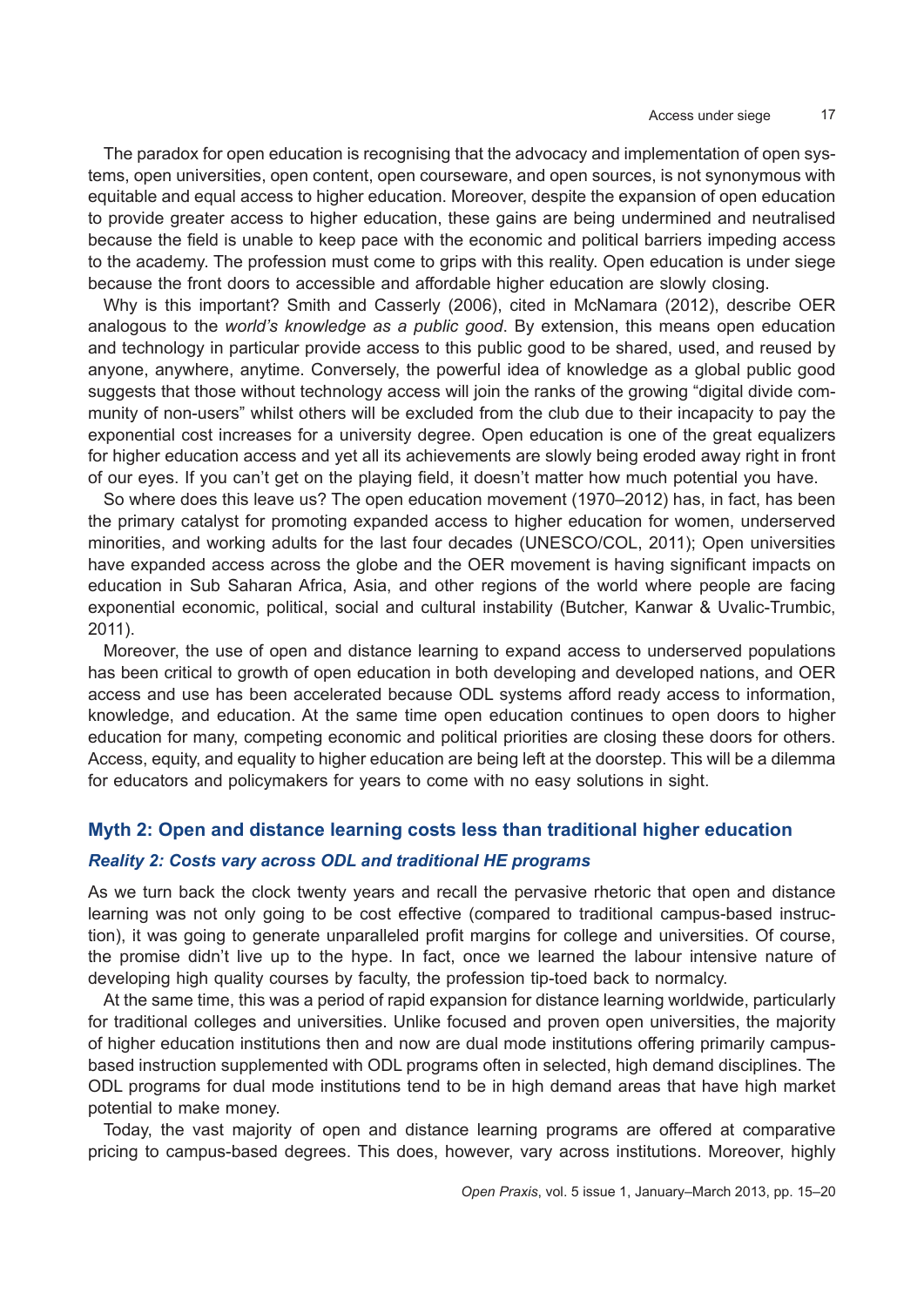The paradox for open education is recognising that the advocacy and implementation of open systems, open universities, open content, open courseware, and open sources, is not synonymous with equitable and equal access to higher education. Moreover, despite the expansion of open education to provide greater access to higher education, these gains are being undermined and neutralised because the field is unable to keep pace with the economic and political barriers impeding access to the academy. The profession must come to grips with this reality. Open education is under siege because the front doors to accessible and affordable higher education are slowly closing.

Why is this important? Smith and Casserly (2006), cited in McNamara (2012), describe OER analogous to the *world's knowledge as a public good*. By extension, this means open education and technology in particular provide access to this public good to be shared, used, and reused by anyone, anywhere, anytime. Conversely, the powerful idea of knowledge as a global public good suggests that those without technology access will join the ranks of the growing "digital divide community of non-users" whilst others will be excluded from the club due to their incapacity to pay the exponential cost increases for a university degree. Open education is one of the great equalizers for higher education access and yet all its achievements are slowly being eroded away right in front of our eyes. If you can't get on the playing field, it doesn't matter how much potential you have.

So where does this leave us? The open education movement (1970–2012) has, in fact, has been the primary catalyst for promoting expanded access to higher education for women, underserved minorities, and working adults for the last four decades (UNESCO/COL, 2011); Open universities have expanded access across the globe and the OER movement is having significant impacts on education in Sub Saharan Africa, Asia, and other regions of the world where people are facing exponential economic, political, social and cultural instability (Butcher, Kanwar & Uvalic-Trumbic, 2011).

Moreover, the use of open and distance learning to expand access to underserved populations has been critical to growth of open education in both developing and developed nations, and OER access and use has been accelerated because ODL systems afford ready access to information, knowledge, and education. At the same time open education continues to open doors to higher education for many, competing economic and political priorities are closing these doors for others. Access, equity, and equality to higher education are being left at the doorstep. This will be a dilemma for educators and policymakers for years to come with no easy solutions in sight.

## Myth 2: Open and distance learning costs less than traditional higher education

### *Reality 2: Costs vary across ODL and traditional HE programs*

As we turn back the clock twenty years and recall the pervasive rhetoric that open and distance learning was not only going to be cost effective (compared to traditional campus-based instruction), it was going to generate unparalleled profit margins for college and universities. Of course, the promise didn't live up to the hype. In fact, once we learned the labour intensive nature of developing high quality courses by faculty, the profession tip-toed back to normalcy.

At the same time, this was a period of rapid expansion for distance learning worldwide, particularly for traditional colleges and universities. Unlike focused and proven open universities, the majority of higher education institutions then and now are dual mode institutions offering primarily campus-based instruction supplemented with ODL programs often in selected, high demand disciplines. The ODL programs for dual mode institutions tend to be in high demand areas that have high market potential to make money.

Today, the vast majority of open and distance learning programs are offered at comparative pricing to campus-based degrees. This does, however, vary across institutions. Moreover, highly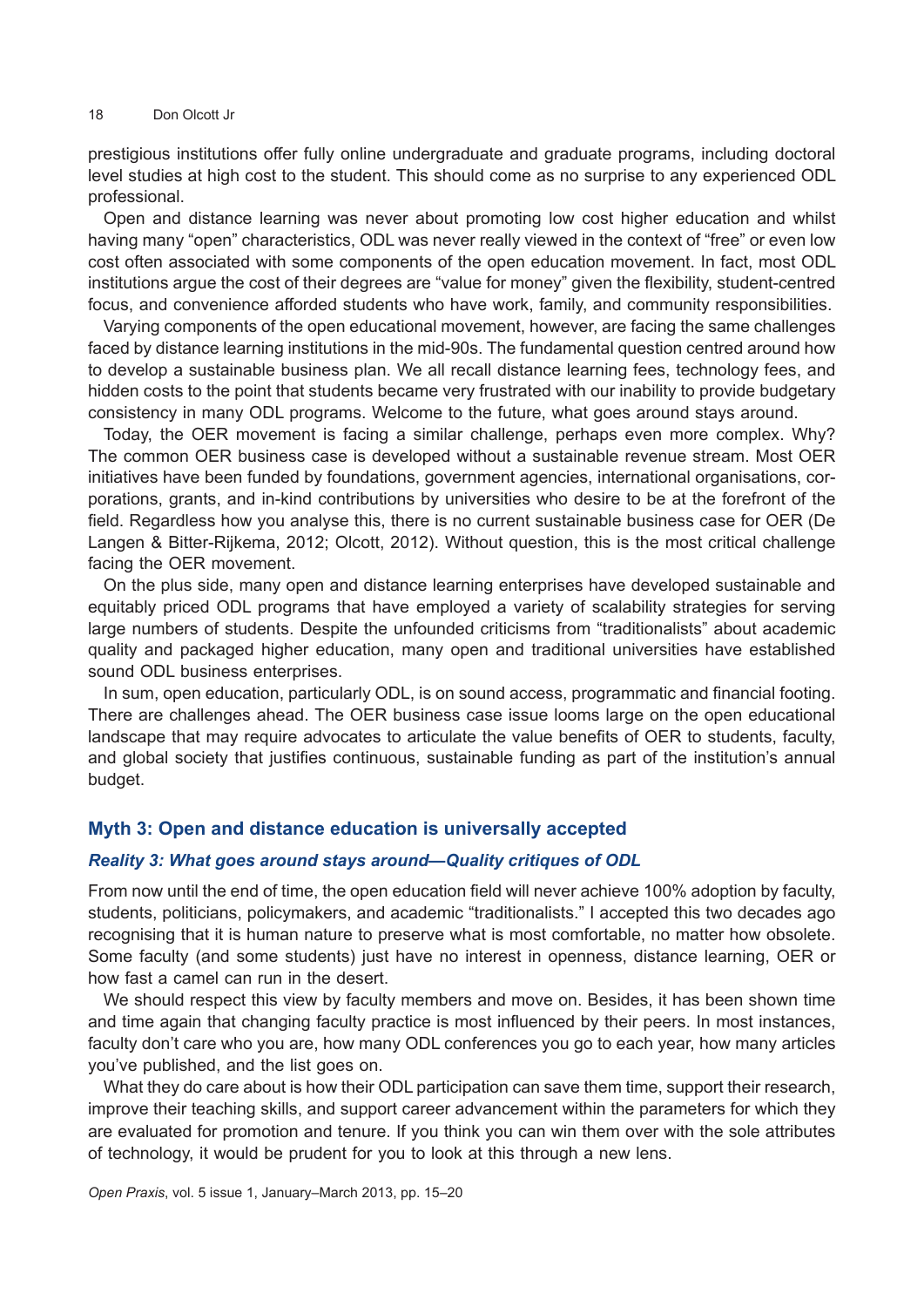prestigious institutions offer fully online undergraduate and graduate programs, including doctoral level studies at high cost to the student. This should come as no surprise to any experienced ODL professional.

Open and distance learning was never about promoting low cost higher education and whilst having many "open" characteristics, ODL was never really viewed in the context of "free" or even low cost often associated with some components of the open education movement. In fact, most ODL institutions argue the cost of their degrees are "value for money" given the flexibility, student-centred focus, and convenience afforded students who have work, family, and community responsibilities.

Varying components of the open educational movement, however, are facing the same challenges faced by distance learning institutions in the mid-90s. The fundamental question centred around how to develop a sustainable business plan. We all recall distance learning fees, technology fees, and hidden costs to the point that students became very frustrated with our inability to provide budgetary consistency in many ODL programs. Welcome to the future, what goes around stays around.

Today, the OER movement is facing a similar challenge, perhaps even more complex. Why? The common OER business case is developed without a sustainable revenue stream. Most OER initiatives have been funded by foundations, government agencies, international organisations, corporations, grants, and in-kind contributions by universities who desire to be at the forefront of the field. Regardless how you analyse this, there is no current sustainable business case for OER (De Langen & Bitter-Rijkema, 2012; Olcott, 2012). Without question, this is the most critical challenge facing the OER movement.

On the plus side, many open and distance learning enterprises have developed sustainable and equitably priced ODL programs that have employed a variety of scalability strategies for serving large numbers of students. Despite the unfounded criticisms from "traditionalists" about academic quality and packaged higher education, many open and traditional universities have established sound ODL business enterprises.

In sum, open education, particularly ODL, is on sound access, programmatic and financial footing. There are challenges ahead. The OER business case issue looms large on the open educational landscape that may require advocates to articulate the value benefits of OER to students, faculty, and global society that justifies continuous, sustainable funding as part of the institution's annual budget.

## Myth 3: Open and distance education is universally accepted

### *Reality 3: What goes around stays around—Quality critiques of ODL*

From now until the end of time, the open education field will never achieve 100% adoption by faculty, students, politicians, policymakers, and academic "traditionalists." I accepted this two decades ago recognising that it is human nature to preserve what is most comfortable, no matter how obsolete. Some faculty (and some students) just have no interest in openness, distance learning, OER or how fast a camel can run in the desert.

We should respect this view by faculty members and move on. Besides, it has been shown time and time again that changing faculty practice is most influenced by their peers. In most instances, faculty don't care who you are, how many ODL conferences you go to each year, how many articles you've published, and the list goes on.

What they do care about is how their ODL participation can save them time, support their research, improve their teaching skills, and support career advancement within the parameters for which they are evaluated for promotion and tenure. If you think you can win them over with the sole attributes of technology, it would be prudent for you to look at this through a new lens.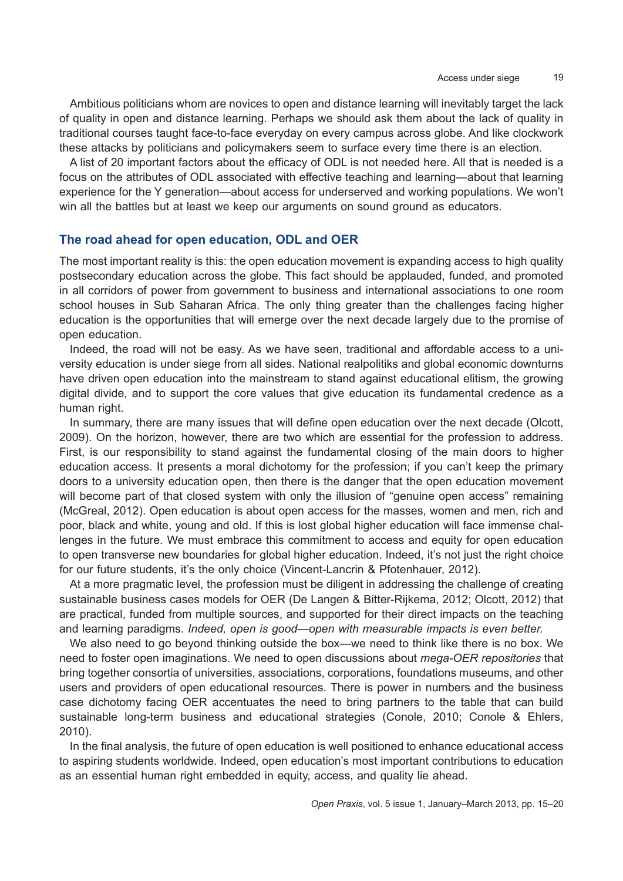Ambitious politicians whom are novices to open and distance learning will inevitably target the lack of quality in open and distance learning. Perhaps we should ask them about the lack of quality in traditional courses taught face-to-face everyday on every campus across globe. And like clockwork these attacks by politicians and policymakers seem to surface every time there is an election.

A list of 20 important factors about the efficacy of ODL is not needed here. All that is needed is a focus on the attributes of ODL associated with effective teaching and learning—about that learning experience for the Y generation—about access for underserved and working populations. We won't win all the battles but at least we keep our arguments on sound ground as educators.

## The road ahead for open education, ODL and OER

The most important reality is this: the open education movement is expanding access to high quality postsecondary education across the globe. This fact should be applauded, funded, and promoted in all corridors of power from government to business and international associations to one room school houses in Sub Saharan Africa. The only thing greater than the challenges facing higher education is the opportunities that will emerge over the next decade largely due to the promise of open education.

Indeed, the road will not be easy. As we have seen, traditional and affordable access to a university education is under siege from all sides. National realpolitiks and global economic downturns have driven open education into the mainstream to stand against educational elitism, the growing digital divide, and to support the core values that give education its fundamental credence as a human right.

In summary, there are many issues that will define open education over the next decade (Olcott, 2009). On the horizon, however, there are two which are essential for the profession to address. First, is our responsibility to stand against the fundamental closing of the main doors to higher education access. It presents a moral dichotomy for the profession; if you can't keep the primary doors to a university education open, then there is the danger that the open education movement will become part of that closed system with only the illusion of "genuine open access" remaining (McGreal, 2012). Open education is about open access for the masses, women and men, rich and poor, black and white, young and old. If this is lost global higher education will face immense challenges in the future. We must embrace this commitment to access and equity for open education to open transverse new boundaries for global higher education. Indeed, it's not just the right choice for our future students, it's the only choice (Vincent-Lancrin & Pfotenhauer, 2012).

At a more pragmatic level, the profession must be diligent in addressing the challenge of creating sustainable business cases models for OER (De Langen & Bitter-Rijkema, 2012; Olcott, 2012) that are practical, funded from multiple sources, and supported for their direct impacts on the teaching and learning paradigms. *Indeed, open is good—open with measurable impacts is even better.*

We also need to go beyond thinking outside the box—we need to think like there is no box. We need to foster open imaginations. We need to open discussions about *mega-OER repositories* that bring together consortia of universities, associations, corporations, foundations museums, and other users and providers of open educational resources. There is power in numbers and the business case dichotomy facing OER accentuates the need to bring partners to the table that can build sustainable long-term business and educational strategies (Conole, 2010; Conole & Ehlers, 2010).

In the final analysis, the future of open education is well positioned to enhance educational access to aspiring students worldwide. Indeed, open education's most important contributions to education as an essential human right embedded in equity, access, and quality lie ahead.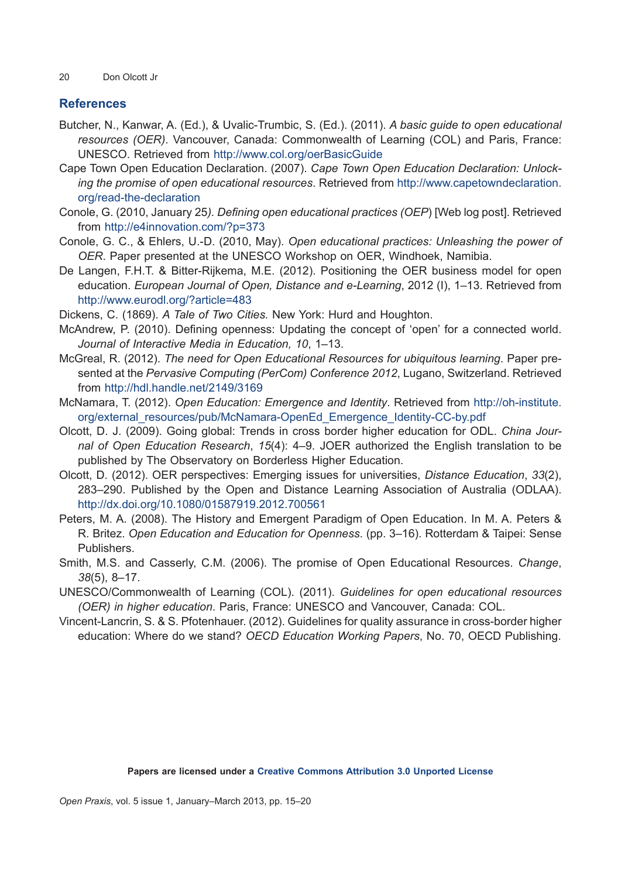## References

Butcher, N., Kanwar, A. (Ed.), & Uvalic-Trumbic, S. (Ed.). (2011). *A basic guide to open educational resources (OER)*. Vancouver, Canada: Commonwealth of Learning (COL) and Paris, France: UNESCO. Retrieved from http://www.col.org/oerBasicGuide

Cape Town Open Education Declaration. (2007). *Cape Town Open Education Declaration: Unlocking the promise of open educational resources*. Retrieved from http://www.capetowndeclaration.org/read-the-declaration

Conole, G. (2010, January 25*). Defining open educational practices (OEP*) [Web log post]. Retrieved from http://e4innovation.com/?p=373

Conole, G. C., & Ehlers, U.-D. (2010, May). *Open educational practices: Unleashing the power of OER*. Paper presented at the UNESCO Workshop on OER, Windhoek, Namibia.

De Langen, F.H.T. & Bitter-Rijkema, M.E. (2012). Positioning the OER business model for open education. *European Journal of Open, Distance and e-Learning*, 2012 (I), 1–13. Retrieved from http://www.eurodl.org/?article=483

Dickens, C. (1869). *A Tale of Two Cities.* New York: Hurd and Houghton.

McAndrew, P. (2010). Defining openness: Updating the concept of 'open' for a connected world. *Journal of Interactive Media in Education, 10*, 1–13.

McGreal, R. (2012). *The need for Open Educational Resources for ubiquitous learning*. Paper presented at the *Pervasive Computing (PerCom) Conference 2012*, Lugano, Switzerland. Retrieved from http://hdl.handle.net/2149/3169

McNamara, T. (2012). *Open Education: Emergence and Identity*. Retrieved from http://oh-institute.org/external_resources/pub/McNamara-OpenEd_Emergence_Identity-CC-by.pdf

Olcott, D. J. (2009). Going global: Trends in cross border higher education for ODL. *China Journal of Open Education Research*, *15*(4): 4–9. JOER authorized the English translation to be published by The Observatory on Borderless Higher Education.

Olcott, D. (2012). OER perspectives: Emerging issues for universities, *Distance Education*, *33*(2), 283–290. Published by the Open and Distance Learning Association of Australia (ODLAA). http://dx.doi.org/10.1080/01587919.2012.700561

Peters, M. A. (2008). The History and Emergent Paradigm of Open Education. In M. A. Peters & R. Britez. *Open Education and Education for Openness*. (pp. 3–16). Rotterdam & Taipei: Sense Publishers.

Smith, M.S. and Casserly, C.M. (2006). The promise of Open Educational Resources. *Change*, *38*(5), 8–17.

UNESCO/Commonwealth of Learning (COL). (2011). *Guidelines for open educational resources (OER) in higher education*. Paris, France: UNESCO and Vancouver, Canada: COL.

Vincent-Lancrin, S. & S. Pfotenhauer. (2012). Guidelines for quality assurance in cross-border higher education: Where do we stand? *OECD Education Working Papers*, No. 70, OECD Publishing.

**Papers are licensed under a Creative Commons Attribution 3.0 Unported License**